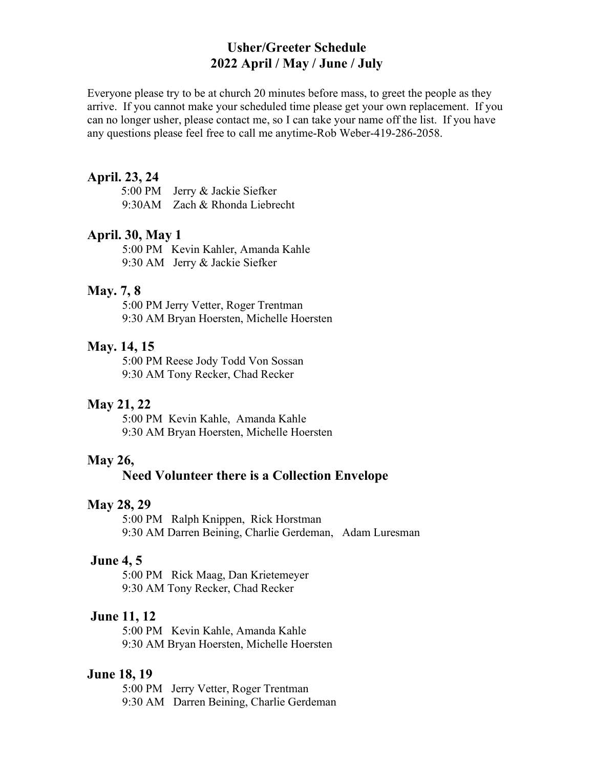# Usher/Greeter Schedule
# 2022 April / May / June / July

Everyone please try to be at church 20 minutes before mass, to greet the people as they arrive. If you cannot make your scheduled time please get your own replacement. If you can no longer usher, please contact me, so I can take your name off the list. If you have any questions please feel free to call me anytime-Rob Weber-419-286-2058.

### April. 23, 24

5:00 PM Jerry & Jackie Siefker
9:30AM Zach & Rhonda Liebrecht

### April. 30, May 1

5:00 PM Kevin Kahler, Amanda Kahle
9:30 AM Jerry & Jackie Siefker

### May. 7, 8

5:00 PM Jerry Vetter, Roger Trentman
9:30 AM Bryan Hoersten, Michelle Hoersten

### May. 14, 15

5:00 PM Reese Jody Todd Von Sossan
9:30 AM Tony Recker, Chad Recker

### May 21, 22

5:00 PM Kevin Kahle, Amanda Kahle
9:30 AM Bryan Hoersten, Michelle Hoersten

### May 26,

**Need Volunteer there is a Collection Envelope**

### May 28, 29

5:00 PM Ralph Knippen, Rick Horstman
9:30 AM Darren Beining, Charlie Gerdeman, Adam Luresman

### June 4, 5

5:00 PM Rick Maag, Dan Krietemeyer
9:30 AM Tony Recker, Chad Recker

### June 11, 12

5:00 PM Kevin Kahle, Amanda Kahle
9:30 AM Bryan Hoersten, Michelle Hoersten

### June 18, 19

5:00 PM Jerry Vetter, Roger Trentman
9:30 AM Darren Beining, Charlie Gerdeman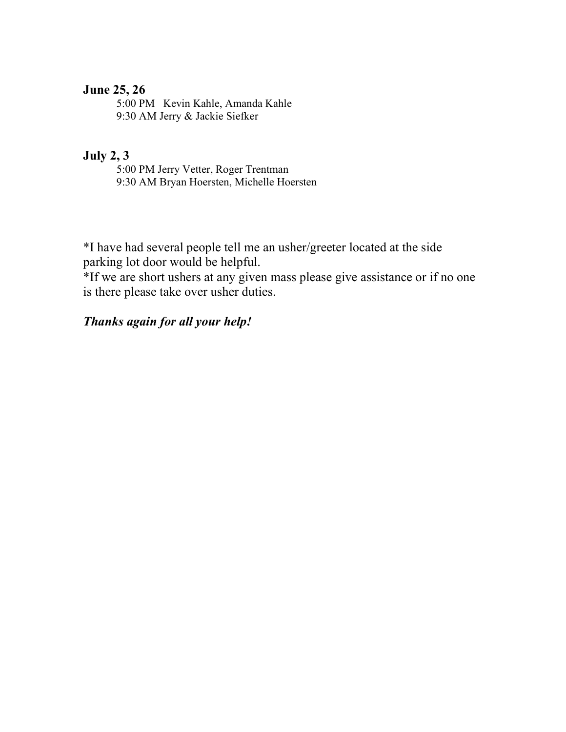**June 25, 26**

5:00 PM Kevin Kahle, Amanda Kahle
9:30 AM Jerry & Jackie Siefker

**July 2, 3**

5:00 PM Jerry Vetter, Roger Trentman
9:30 AM Bryan Hoersten, Michelle Hoersten

*I have had several people tell me an usher/greeter located at the side parking lot door would be helpful.
*If we are short ushers at any given mass please give assistance or if no one is there please take over usher duties.

***Thanks again for all your help!***